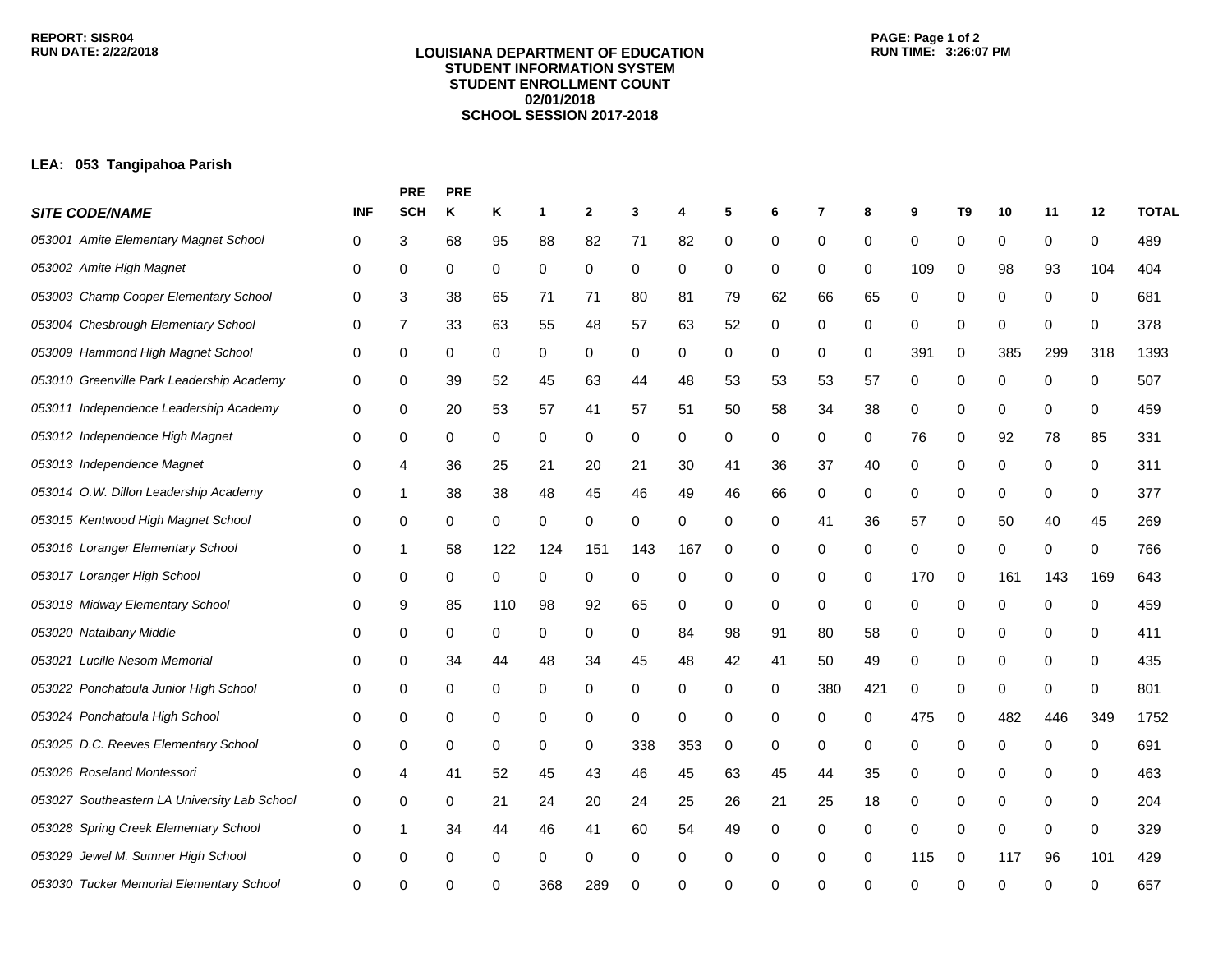REPORT: SISR04
RUN DATE: 2/22/2018

**LOUISIANA DEPARTMENT OF EDUCATION**
**STUDENT INFORMATION SYSTEM**
**STUDENT ENROLLMENT COUNT**
**02/01/2018**
**SCHOOL SESSION 2017-2018**

RUN TIME: 3:26:07 PM

**LEA: 053 Tangipahoa Parish**

| *SITE CODE/NAME* | INF | PRE SCH | PRE K | K | 1 | 2 | 3 | 4 | 5 | 6 | 7 | 8 | 9 | T9 | 10 | 11 | 12 | TOTAL |
|---|---|---|---|---|---|---|---|---|---|---|---|---|---|---|---|---|---|---|
| *053001 Amite Elementary Magnet School* | 0 | 3 | 68 | 95 | 88 | 82 | 71 | 82 | 0 | 0 | 0 | 0 | 0 | 0 | 0 | 0 | 0 | 489 |
| *053002 Amite High Magnet* | 0 | 0 | 0 | 0 | 0 | 0 | 0 | 0 | 0 | 0 | 0 | 0 | 109 | 0 | 98 | 93 | 104 | 404 |
| *053003 Champ Cooper Elementary School* | 0 | 3 | 38 | 65 | 71 | 71 | 80 | 81 | 79 | 62 | 66 | 65 | 0 | 0 | 0 | 0 | 0 | 681 |
| *053004 Chesbrough Elementary School* | 0 | 7 | 33 | 63 | 55 | 48 | 57 | 63 | 52 | 0 | 0 | 0 | 0 | 0 | 0 | 0 | 0 | 378 |
| *053009 Hammond High Magnet School* | 0 | 0 | 0 | 0 | 0 | 0 | 0 | 0 | 0 | 0 | 0 | 0 | 391 | 0 | 385 | 299 | 318 | 1393 |
| *053010 Greenville Park Leadership Academy* | 0 | 0 | 39 | 52 | 45 | 63 | 44 | 48 | 53 | 53 | 53 | 57 | 0 | 0 | 0 | 0 | 0 | 507 |
| *053011 Independence Leadership Academy* | 0 | 0 | 20 | 53 | 57 | 41 | 57 | 51 | 50 | 58 | 34 | 38 | 0 | 0 | 0 | 0 | 0 | 459 |
| *053012 Independence High Magnet* | 0 | 0 | 0 | 0 | 0 | 0 | 0 | 0 | 0 | 0 | 0 | 0 | 76 | 0 | 92 | 78 | 85 | 331 |
| *053013 Independence Magnet* | 0 | 4 | 36 | 25 | 21 | 20 | 21 | 30 | 41 | 36 | 37 | 40 | 0 | 0 | 0 | 0 | 0 | 311 |
| *053014 O.W. Dillon Leadership Academy* | 0 | 1 | 38 | 38 | 48 | 45 | 46 | 49 | 46 | 66 | 0 | 0 | 0 | 0 | 0 | 0 | 0 | 377 |
| *053015 Kentwood High Magnet School* | 0 | 0 | 0 | 0 | 0 | 0 | 0 | 0 | 0 | 0 | 41 | 36 | 57 | 0 | 50 | 40 | 45 | 269 |
| *053016 Loranger Elementary School* | 0 | 1 | 58 | 122 | 124 | 151 | 143 | 167 | 0 | 0 | 0 | 0 | 0 | 0 | 0 | 0 | 0 | 766 |
| *053017 Loranger High School* | 0 | 0 | 0 | 0 | 0 | 0 | 0 | 0 | 0 | 0 | 0 | 0 | 170 | 0 | 161 | 143 | 169 | 643 |
| *053018 Midway Elementary School* | 0 | 9 | 85 | 110 | 98 | 92 | 65 | 0 | 0 | 0 | 0 | 0 | 0 | 0 | 0 | 0 | 0 | 459 |
| *053020 Natalbany Middle* | 0 | 0 | 0 | 0 | 0 | 0 | 0 | 84 | 98 | 91 | 80 | 58 | 0 | 0 | 0 | 0 | 0 | 411 |
| *053021 Lucille Nesom Memorial* | 0 | 0 | 34 | 44 | 48 | 34 | 45 | 48 | 42 | 41 | 50 | 49 | 0 | 0 | 0 | 0 | 0 | 435 |
| *053022 Ponchatoula Junior High School* | 0 | 0 | 0 | 0 | 0 | 0 | 0 | 0 | 0 | 0 | 380 | 421 | 0 | 0 | 0 | 0 | 0 | 801 |
| *053024 Ponchatoula High School* | 0 | 0 | 0 | 0 | 0 | 0 | 0 | 0 | 0 | 0 | 0 | 0 | 475 | 0 | 482 | 446 | 349 | 1752 |
| *053025 D.C. Reeves Elementary School* | 0 | 0 | 0 | 0 | 0 | 0 | 338 | 353 | 0 | 0 | 0 | 0 | 0 | 0 | 0 | 0 | 0 | 691 |
| *053026 Roseland Montessori* | 0 | 4 | 41 | 52 | 45 | 43 | 46 | 45 | 63 | 45 | 44 | 35 | 0 | 0 | 0 | 0 | 0 | 463 |
| *053027 Southeastern LA University Lab School* | 0 | 0 | 0 | 21 | 24 | 20 | 24 | 25 | 26 | 21 | 25 | 18 | 0 | 0 | 0 | 0 | 0 | 204 |
| *053028 Spring Creek Elementary School* | 0 | 1 | 34 | 44 | 46 | 41 | 60 | 54 | 49 | 0 | 0 | 0 | 0 | 0 | 0 | 0 | 0 | 329 |
| *053029 Jewel M. Sumner High School* | 0 | 0 | 0 | 0 | 0 | 0 | 0 | 0 | 0 | 0 | 0 | 0 | 115 | 0 | 117 | 96 | 101 | 429 |
| *053030 Tucker Memorial Elementary School* | 0 | 0 | 0 | 0 | 368 | 289 | 0 | 0 | 0 | 0 | 0 | 0 | 0 | 0 | 0 | 0 | 0 | 657 |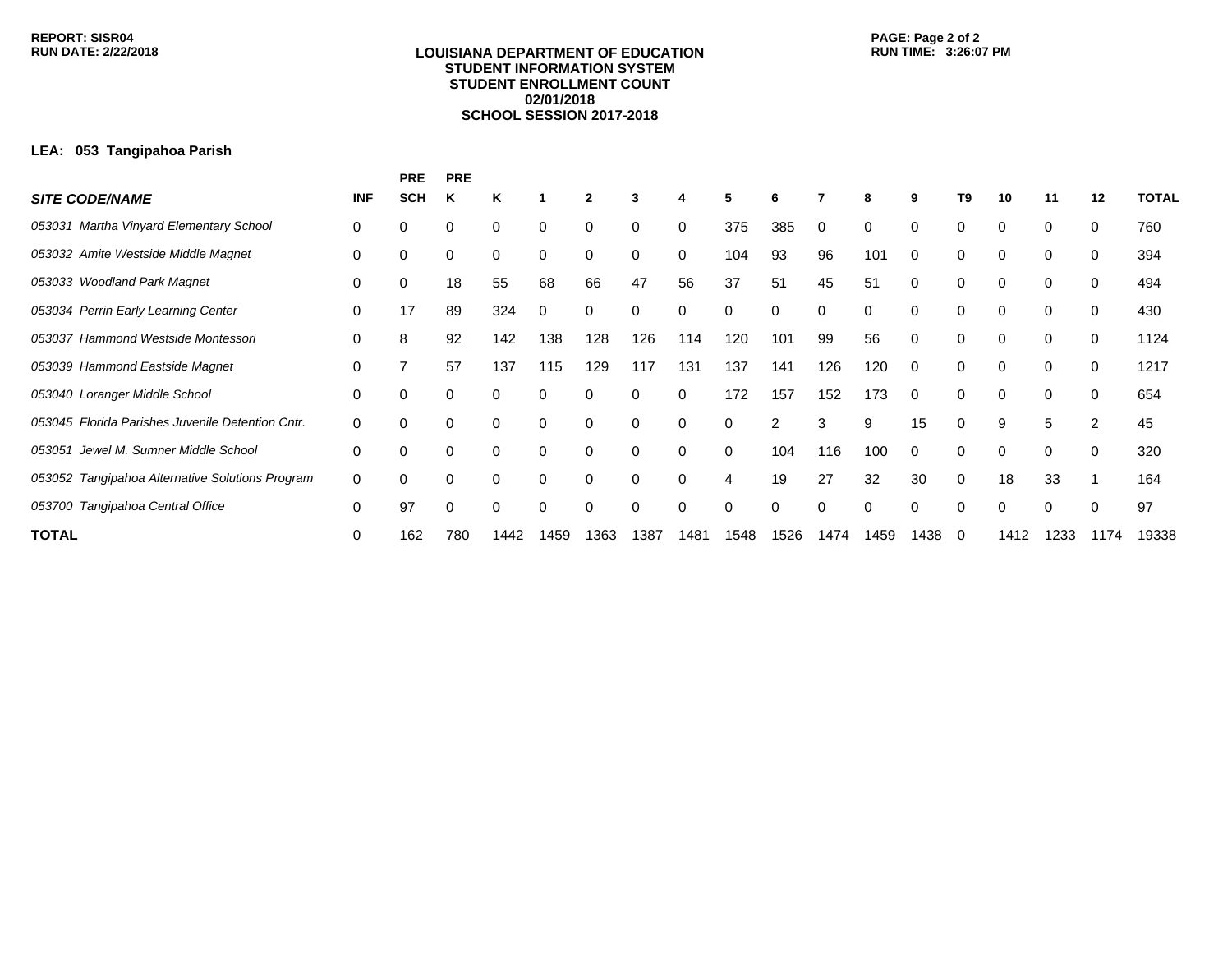REPORT: SISR04
RUN DATE: 2/22/2018

**LOUISIANA DEPARTMENT OF EDUCATION**
**STUDENT INFORMATION SYSTEM**
**STUDENT ENROLLMENT COUNT**
**02/01/2018**
**SCHOOL SESSION 2017-2018**

PAGE: Page 2 of 2
RUN TIME: 3:26:07 PM

**LEA: 053 Tangipahoa Parish**

| *SITE CODE/NAME* | INF | PRE SCH | PRE K | K | 1 | 2 | 3 | 4 | 5 | 6 | 7 | 8 | 9 | T9 | 10 | 11 | 12 | TOTAL |
|---|---|---|---|---|---|---|---|---|---|---|---|---|---|---|---|---|---|---|
| *053031 Martha Vinyard Elementary School* | 0 | 0 | 0 | 0 | 0 | 0 | 0 | 0 | 375 | 385 | 0 | 0 | 0 | 0 | 0 | 0 | 0 | 760 |
| *053032 Amite Westside Middle Magnet* | 0 | 0 | 0 | 0 | 0 | 0 | 0 | 0 | 104 | 93 | 96 | 101 | 0 | 0 | 0 | 0 | 0 | 394 |
| *053033 Woodland Park Magnet* | 0 | 0 | 18 | 55 | 68 | 66 | 47 | 56 | 37 | 51 | 45 | 51 | 0 | 0 | 0 | 0 | 0 | 494 |
| *053034 Perrin Early Learning Center* | 0 | 17 | 89 | 324 | 0 | 0 | 0 | 0 | 0 | 0 | 0 | 0 | 0 | 0 | 0 | 0 | 0 | 430 |
| *053037 Hammond Westside Montessori* | 0 | 8 | 92 | 142 | 138 | 128 | 126 | 114 | 120 | 101 | 99 | 56 | 0 | 0 | 0 | 0 | 0 | 1124 |
| *053039 Hammond Eastside Magnet* | 0 | 7 | 57 | 137 | 115 | 129 | 117 | 131 | 137 | 141 | 126 | 120 | 0 | 0 | 0 | 0 | 0 | 1217 |
| *053040 Loranger Middle School* | 0 | 0 | 0 | 0 | 0 | 0 | 0 | 0 | 172 | 157 | 152 | 173 | 0 | 0 | 0 | 0 | 0 | 654 |
| *053045 Florida Parishes Juvenile Detention Cntr.* | 0 | 0 | 0 | 0 | 0 | 0 | 0 | 0 | 0 | 2 | 3 | 9 | 15 | 0 | 9 | 5 | 2 | 45 |
| *053051 Jewel M. Sumner Middle School* | 0 | 0 | 0 | 0 | 0 | 0 | 0 | 0 | 0 | 104 | 116 | 100 | 0 | 0 | 0 | 0 | 0 | 320 |
| *053052 Tangipahoa Alternative Solutions Program* | 0 | 0 | 0 | 0 | 0 | 0 | 0 | 0 | 4 | 19 | 27 | 32 | 30 | 0 | 18 | 33 | 1 | 164 |
| *053700 Tangipahoa Central Office* | 0 | 97 | 0 | 0 | 0 | 0 | 0 | 0 | 0 | 0 | 0 | 0 | 0 | 0 | 0 | 0 | 0 | 97 |
| **TOTAL** | 0 | 162 | 780 | 1442 | 1459 | 1363 | 1387 | 1481 | 1548 | 1526 | 1474 | 1459 | 1438 | 0 | 1412 | 1233 | 1174 | 19338 |